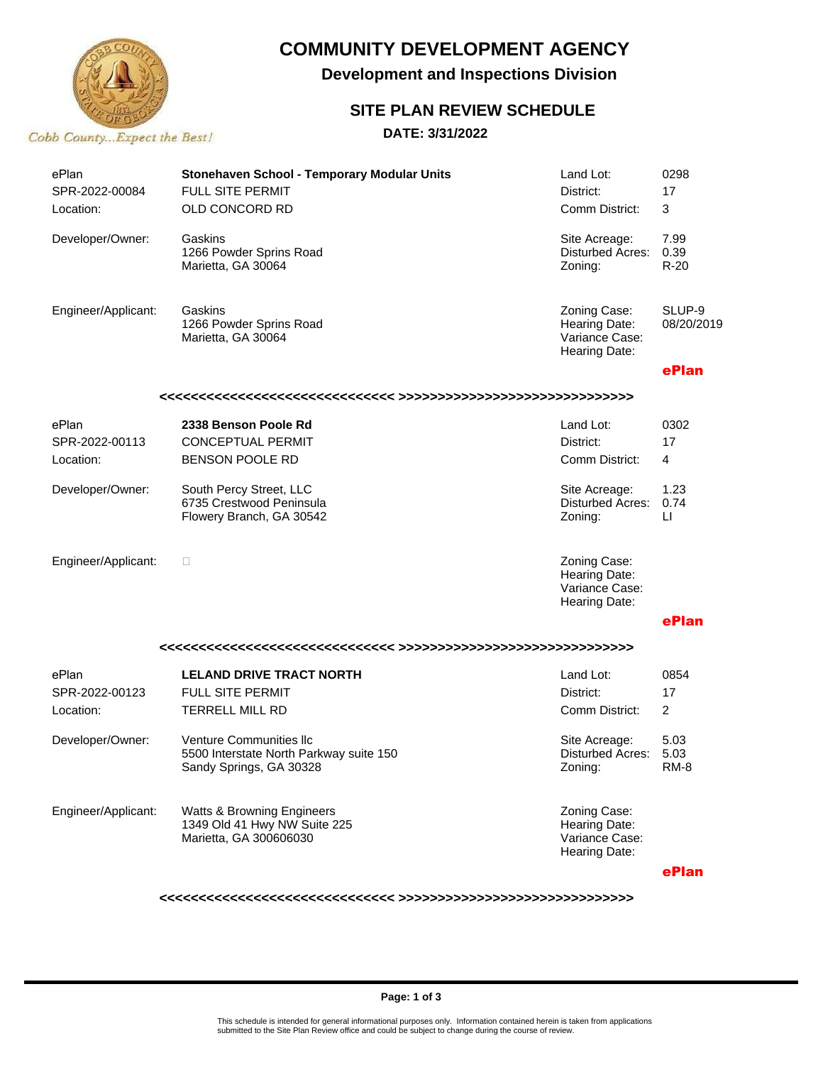Cobb County...Expect the Best!

# COMMUNITY DEVELOPMENT AGENCY

## Development and Inspections Division

### SITE PLAN REVIEW SCHEDULE

**DATE: 3/31/2022**

| | | | |
|---|---|---|---|
| ePlan | **Stonehaven School - Temporary Modular Units** | Land Lot: | 0298 |
| SPR-2022-00084 | FULL SITE PERMIT | District: | 17 |
| Location: | OLD CONCORD RD | Comm District: | 3 |
| Developer/Owner: | Gaskins<br>1266 Powder Sprins Road<br>Marietta, GA 30064 | Site Acreage:<br>Disturbed Acres:<br>Zoning: | 7.99<br>0.39<br>R-20 |
| Engineer/Applicant: | Gaskins<br>1266 Powder Sprins Road<br>Marietta, GA 30064 | Zoning Case:<br>Hearing Date:<br>Variance Case:<br>Hearing Date: | SLUP-9<br>08/20/2019 |
| | | | **ePlan** |

<<<<<<<<<<<<<<<<<<<<<<<<<<<<<< >>>>>>>>>>>>>>>>>>>>>>>>>>>>>>

| | | | |
|---|---|---|---|
| ePlan | **2338 Benson Poole Rd** | Land Lot: | 0302 |
| SPR-2022-00113 | CONCEPTUAL PERMIT | District: | 17 |
| Location: | BENSON POOLE RD | Comm District: | 4 |
| Developer/Owner: | South Percy Street, LLC<br>6735 Crestwood Peninsula<br>Flowery Branch, GA 30542 | Site Acreage:<br>Disturbed Acres:<br>Zoning: | 1.23<br>0.74<br>LI |
| Engineer/Applicant: | □ | Zoning Case:<br>Hearing Date:<br>Variance Case:<br>Hearing Date: | |
| | | | **ePlan** |

<<<<<<<<<<<<<<<<<<<<<<<<<<<<<< >>>>>>>>>>>>>>>>>>>>>>>>>>>>>>

| | | | |
|---|---|---|---|
| ePlan | **LELAND DRIVE TRACT NORTH** | Land Lot: | 0854 |
| SPR-2022-00123 | FULL SITE PERMIT | District: | 17 |
| Location: | TERRELL MILL RD | Comm District: | 2 |
| Developer/Owner: | Venture Communities llc<br>5500 Interstate North Parkway suite 150<br>Sandy Springs, GA 30328 | Site Acreage:<br>Disturbed Acres:<br>Zoning: | 5.03<br>5.03<br>RM-8 |
| Engineer/Applicant: | Watts & Browning Engineers<br>1349 Old 41 Hwy NW Suite 225<br>Marietta, GA 300606030 | Zoning Case:<br>Hearing Date:<br>Variance Case:<br>Hearing Date: | |
| | | | **ePlan** |

<<<<<<<<<<<<<<<<<<<<<<<<<<<<<< >>>>>>>>>>>>>>>>>>>>>>>>>>>>>>

This schedule is intended for general informational purposes only. Information contained herein is taken from applications submitted to the Site Plan Review office and could be subject to change during the course of review.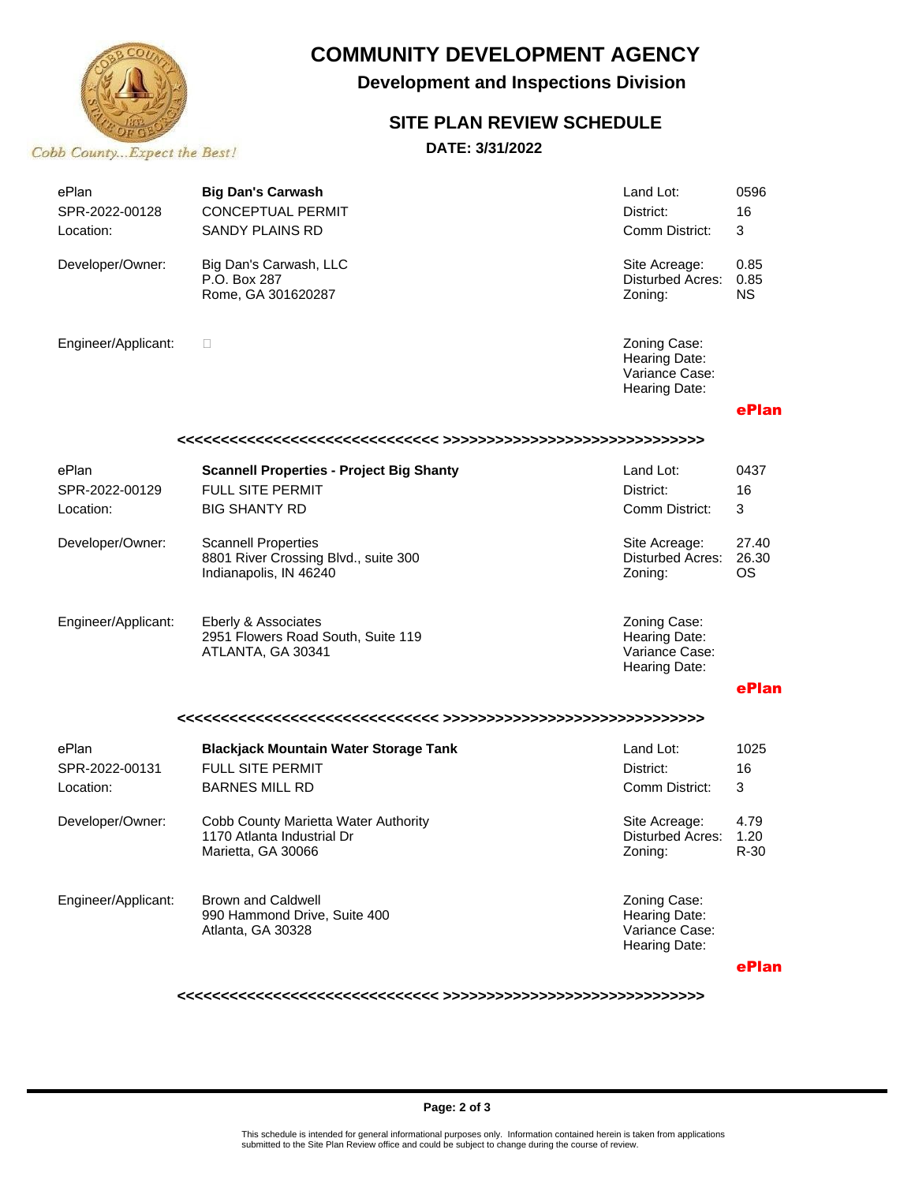# COMMUNITY DEVELOPMENT AGENCY

## Development and Inspections Division

## SITE PLAN REVIEW SCHEDULE

**DATE: 3/31/2022**

Cobb County...Expect the Best!

| | | | |
|---|---|---|---|
| ePlan | **Big Dan's Carwash** | Land Lot: | 0596 |
| SPR-2022-00128 | CONCEPTUAL PERMIT | District: | 16 |
| Location: | SANDY PLAINS RD | Comm District: | 3 |
| Developer/Owner: | Big Dan's Carwash, LLC<br>P.O. Box 287<br>Rome, GA 301620287 | Site Acreage:<br>Disturbed Acres:<br>Zoning: | 0.85<br>0.85<br>NS |
| Engineer/Applicant: | □ | Zoning Case:<br>Hearing Date:<br>Variance Case:<br>Hearing Date: | |

**ePlan**

<<<<<<<<<<<<<<<<<<<<<<<<<<<<< >>>>>>>>>>>>>>>>>>>>>>>>>>>>>

| | | | |
|---|---|---|---|
| ePlan | **Scannell Properties - Project Big Shanty** | Land Lot: | 0437 |
| SPR-2022-00129 | FULL SITE PERMIT | District: | 16 |
| Location: | BIG SHANTY RD | Comm District: | 3 |
| Developer/Owner: | Scannell Properties<br>8801 River Crossing Blvd., suite 300<br>Indianapolis, IN 46240 | Site Acreage:<br>Disturbed Acres:<br>Zoning: | 27.40<br>26.30<br>OS |
| Engineer/Applicant: | Eberly & Associates<br>2951 Flowers Road South, Suite 119<br>ATLANTA, GA 30341 | Zoning Case:<br>Hearing Date:<br>Variance Case:<br>Hearing Date: | |

**ePlan**

<<<<<<<<<<<<<<<<<<<<<<<<<<<<< >>>>>>>>>>>>>>>>>>>>>>>>>>>>>

| | | | |
|---|---|---|---|
| ePlan | **Blackjack Mountain Water Storage Tank** | Land Lot: | 1025 |
| SPR-2022-00131 | FULL SITE PERMIT | District: | 16 |
| Location: | BARNES MILL RD | Comm District: | 3 |
| Developer/Owner: | Cobb County Marietta Water Authority<br>1170 Atlanta Industrial Dr<br>Marietta, GA 30066 | Site Acreage:<br>Disturbed Acres:<br>Zoning: | 4.79<br>1.20<br>R-30 |
| Engineer/Applicant: | Brown and Caldwell<br>990 Hammond Drive, Suite 400<br>Atlanta, GA 30328 | Zoning Case:<br>Hearing Date:<br>Variance Case:<br>Hearing Date: | |

**ePlan**

<<<<<<<<<<<<<<<<<<<<<<<<<<<<< >>>>>>>>>>>>>>>>>>>>>>>>>>>>>

This schedule is intended for general informational purposes only. Information contained herein is taken from applications submitted to the Site Plan Review office and could be subject to change during the course of review.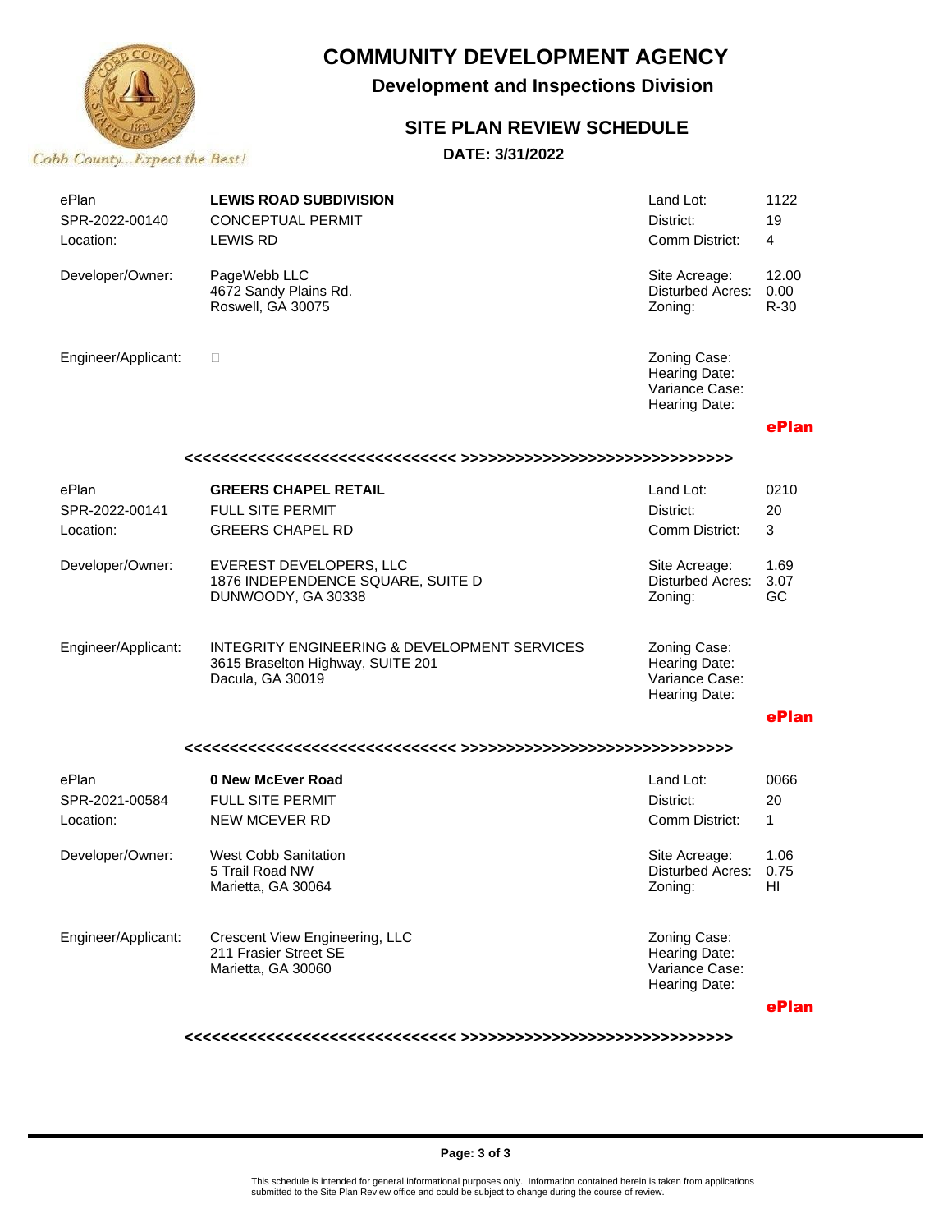# COMMUNITY DEVELOPMENT AGENCY

## Development and Inspections Division

### SITE PLAN REVIEW SCHEDULE

**DATE: 3/31/2022**

Cobb County...Expect the Best!

| | | | |
|---|---|---|---|
| ePlan | **LEWIS ROAD SUBDIVISION** | Land Lot: | 1122 |
| SPR-2022-00140 | CONCEPTUAL PERMIT | District: | 19 |
| Location: | LEWIS RD | Comm District: | 4 |
| Developer/Owner: | PageWebb LLC<br>4672 Sandy Plains Rd.<br>Roswell, GA 30075 | Site Acreage:<br>Disturbed Acres:<br>Zoning: | 12.00<br>0.00<br>R-30 |
| Engineer/Applicant: | □ | Zoning Case:<br>Hearing Date:<br>Variance Case:<br>Hearing Date: | |

**ePlan**

<<<<<<<<<<<<<<<<<<<<<<<<<<<<< >>>>>>>>>>>>>>>>>>>>>>>>>>>>>>

| | | | |
|---|---|---|---|
| ePlan | **GREERS CHAPEL RETAIL** | Land Lot: | 0210 |
| SPR-2022-00141 | FULL SITE PERMIT | District: | 20 |
| Location: | GREERS CHAPEL RD | Comm District: | 3 |
| Developer/Owner: | EVEREST DEVELOPERS, LLC<br>1876 INDEPENDENCE SQUARE, SUITE D<br>DUNWOODY, GA 30338 | Site Acreage:<br>Disturbed Acres:<br>Zoning: | 1.69<br>3.07<br>GC |
| Engineer/Applicant: | INTEGRITY ENGINEERING & DEVELOPMENT SERVICES<br>3615 Braselton Highway, SUITE 201<br>Dacula, GA 30019 | Zoning Case:<br>Hearing Date:<br>Variance Case:<br>Hearing Date: | |

**ePlan**

<<<<<<<<<<<<<<<<<<<<<<<<<<<<< >>>>>>>>>>>>>>>>>>>>>>>>>>>>>>

| | | | |
|---|---|---|---|
| ePlan | **0 New McEver Road** | Land Lot: | 0066 |
| SPR-2021-00584 | FULL SITE PERMIT | District: | 20 |
| Location: | NEW MCEVER RD | Comm District: | 1 |
| Developer/Owner: | West Cobb Sanitation<br>5 Trail Road NW<br>Marietta, GA 30064 | Site Acreage:<br>Disturbed Acres:<br>Zoning: | 1.06<br>0.75<br>HI |
| Engineer/Applicant: | Crescent View Engineering, LLC<br>211 Frasier Street SE<br>Marietta, GA 30060 | Zoning Case:<br>Hearing Date:<br>Variance Case:<br>Hearing Date: | |

**ePlan**

<<<<<<<<<<<<<<<<<<<<<<<<<<<<< >>>>>>>>>>>>>>>>>>>>>>>>>>>>>>

This schedule is intended for general informational purposes only. Information contained herein is taken from applications submitted to the Site Plan Review office and could be subject to change during the course of review.